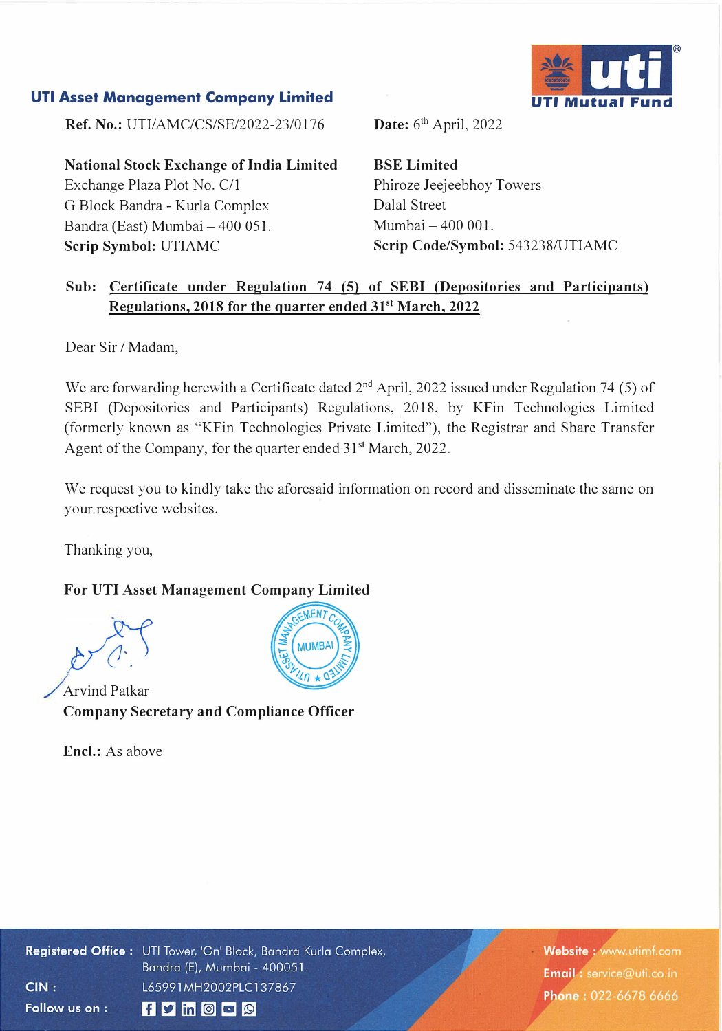**UTI Asset Management Company Limited**

**UTI Mutual Fund**

**Ref. No.:** UTI/AMC/CS/SE/2022-23/0176

**Date:** 6th April, 2022

**National Stock Exchange of India Limited**
Exchange Plaza Plot No. C/1
G Block Bandra - Kurla Complex
Bandra (East) Mumbai – 400 051.
**Scrip Symbol:** UTIAMC

**BSE Limited**
Phiroze Jeejeebhoy Towers
Dalal Street
Mumbai – 400 001.
**Scrip Code/Symbol:** 543238/UTIAMC

**Sub: Certificate under Regulation 74 (5) of SEBI (Depositories and Participants) Regulations, 2018 for the quarter ended 31st March, 2022**

Dear Sir / Madam,

We are forwarding herewith a Certificate dated 2nd April, 2022 issued under Regulation 74 (5) of SEBI (Depositories and Participants) Regulations, 2018, by KFin Technologies Limited (formerly known as "KFin Technologies Private Limited"), the Registrar and Share Transfer Agent of the Company, for the quarter ended 31st March, 2022.

We request you to kindly take the aforesaid information on record and disseminate the same on your respective websites.

Thanking you,

**For UTI Asset Management Company Limited**

Arvind Patkar
**Company Secretary and Compliance Officer**

**Encl.:** As above

**Registered Office :** UTI Tower, 'Gn' Block, Bandra Kurla Complex, Bandra (E), Mumbai - 400051.
**CIN :** L65991MH2002PLC137867
**Follow us on :**

**Website :** www.utimf.com
**Email :** service@uti.co.in
**Phone :** 022-6678 6666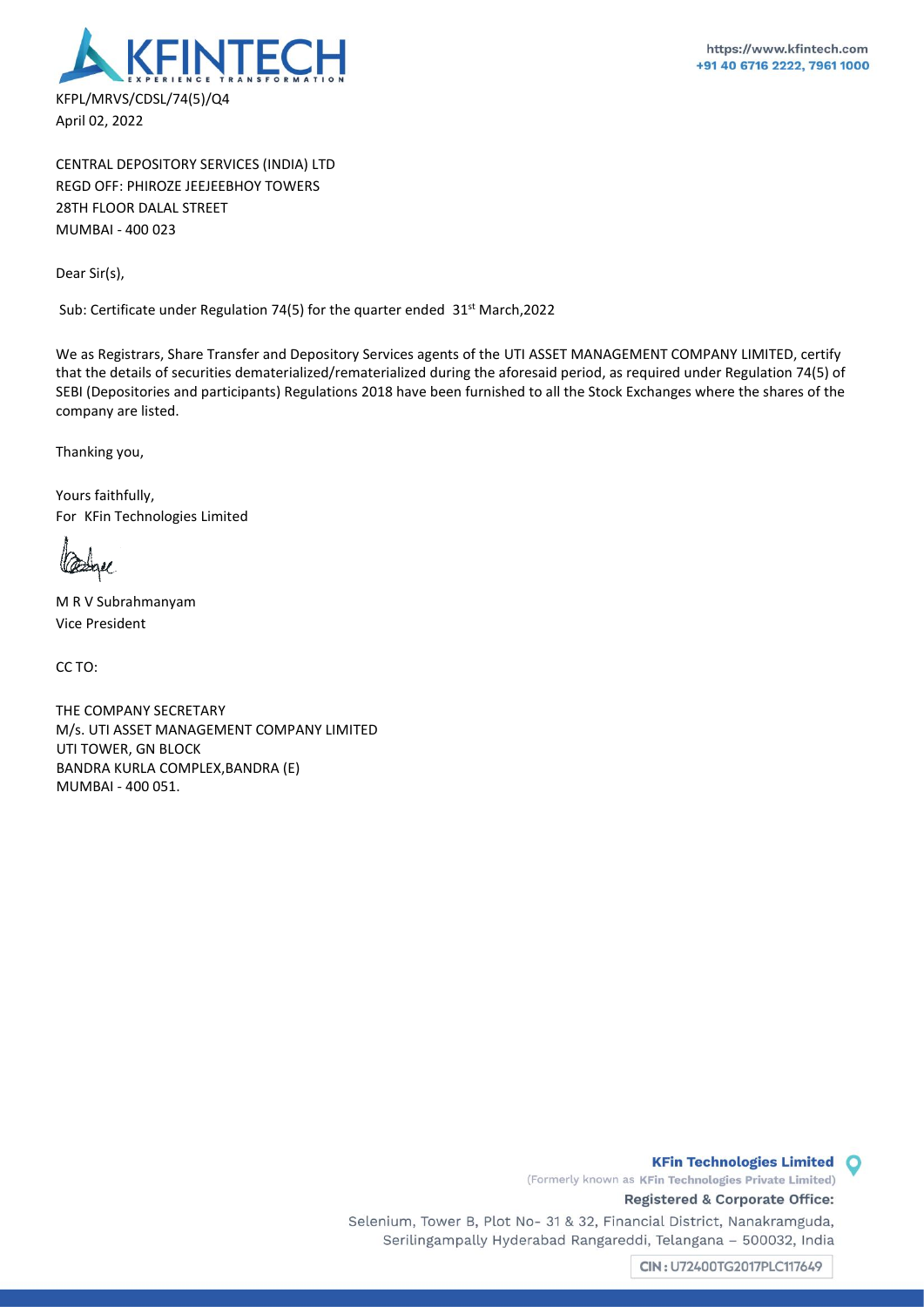KFPL/MRVS/CDSL/74(5)/Q4
April 02, 2022

CENTRAL DEPOSITORY SERVICES (INDIA) LTD
REGD OFF: PHIROZE JEEJEEBHOY TOWERS
28TH FLOOR DALAL STREET
MUMBAI - 400 023

Dear Sir(s),

Sub: Certificate under Regulation 74(5) for the quarter ended 31st March,2022

We as Registrars, Share Transfer and Depository Services agents of the UTI ASSET MANAGEMENT COMPANY LIMITED, certify that the details of securities dematerialized/rematerialized during the aforesaid period, as required under Regulation 74(5) of SEBI (Depositories and participants) Regulations 2018 have been furnished to all the Stock Exchanges where the shares of the company are listed.

Thanking you,

Yours faithfully,
For KFin Technologies Limited

M R V Subrahmanyam
Vice President

CC TO:

THE COMPANY SECRETARY
M/s. UTI ASSET MANAGEMENT COMPANY LIMITED
UTI TOWER, GN BLOCK
BANDRA KURLA COMPLEX,BANDRA (E)
MUMBAI - 400 051.

**KFin Technologies Limited**
(Formerly known as **KFin Technologies Private Limited**)
**Registered & Corporate Office:**
Selenium, Tower B, Plot No- 31 & 32, Financial District, Nanakramguda, Serilingampally Hyderabad Rangareddi, Telangana – 500032, India
CIN: U72400TG2017PLC117649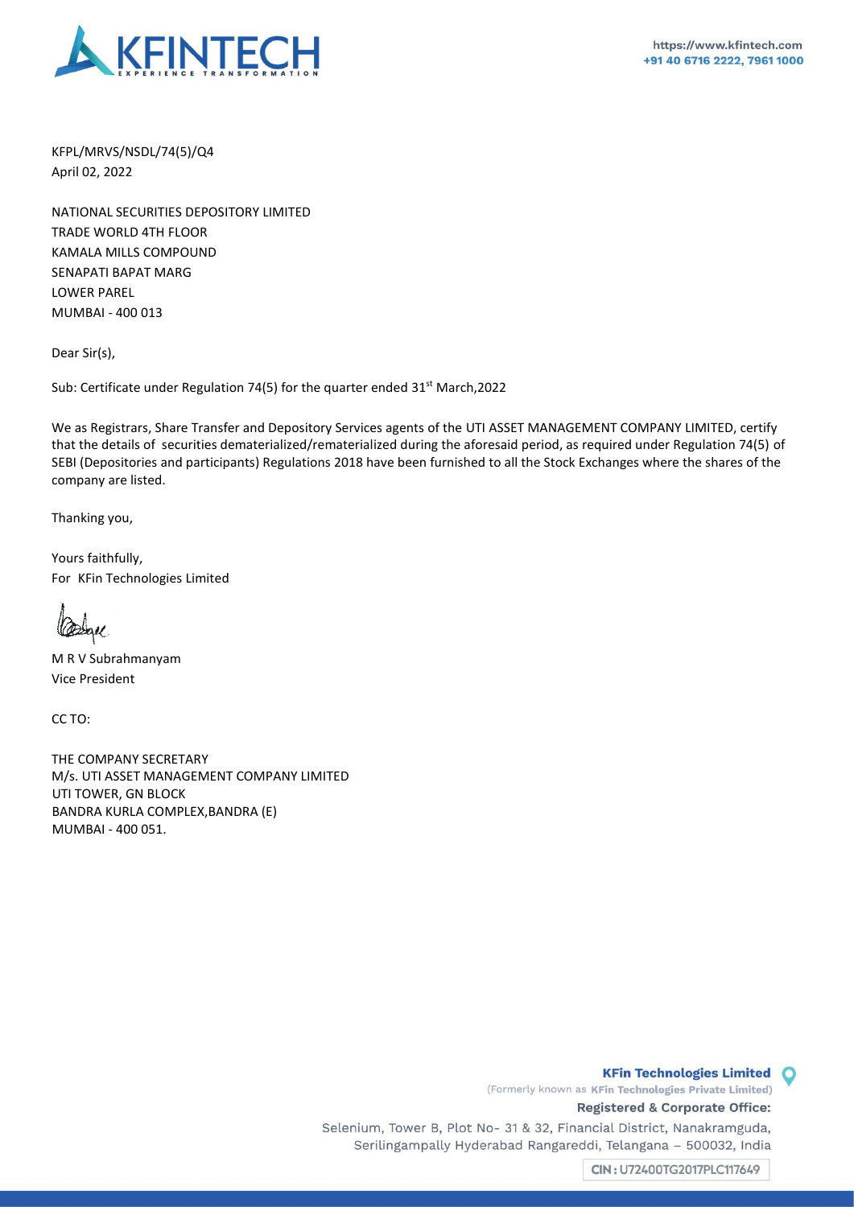KFPL/MRVS/NSDL/74(5)/Q4
April 02, 2022

NATIONAL SECURITIES DEPOSITORY LIMITED
TRADE WORLD 4TH FLOOR
KAMALA MILLS COMPOUND
SENAPATI BAPAT MARG
LOWER PAREL
MUMBAI - 400 013

Dear Sir(s),

Sub: Certificate under Regulation 74(5) for the quarter ended 31st March,2022

We as Registrars, Share Transfer and Depository Services agents of the UTI ASSET MANAGEMENT COMPANY LIMITED, certify that the details of securities dematerialized/rematerialized during the aforesaid period, as required under Regulation 74(5) of SEBI (Depositories and participants) Regulations 2018 have been furnished to all the Stock Exchanges where the shares of the company are listed.

Thanking you,

Yours faithfully,
For KFin Technologies Limited

M R V Subrahmanyam
Vice President

CC TO:

THE COMPANY SECRETARY
M/s. UTI ASSET MANAGEMENT COMPANY LIMITED
UTI TOWER, GN BLOCK
BANDRA KURLA COMPLEX,BANDRA (E)
MUMBAI - 400 051.

**KFin Technologies Limited**
(Formerly known as KFin Technologies Private Limited)
**Registered & Corporate Office:**
Selenium, Tower B, Plot No- 31 & 32, Financial District, Nanakramguda, Serilingampally Hyderabad Rangareddi, Telangana – 500032, India
CIN: U72400TG2017PLC117649